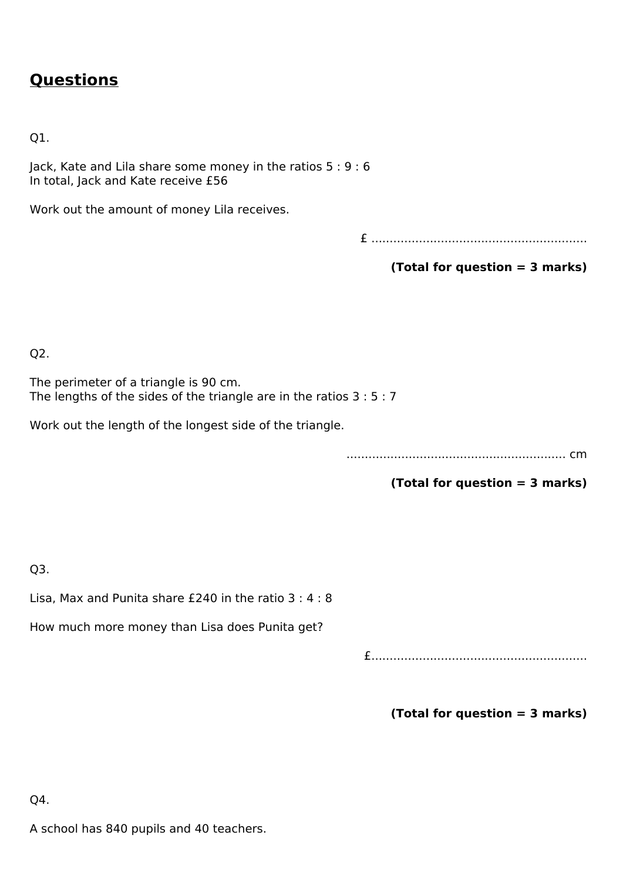# **Questions**

Q1.

Jack, Kate and Lila share some money in the ratios 5 : 9 : 6
In total, Jack and Kate receive £56

Work out the amount of money Lila receives.

£ ..........................................................

**(Total for question = 3 marks)**

Q2.

The perimeter of a triangle is 90 cm.
The lengths of the sides of the triangle are in the ratios 3 : 5 : 7

Work out the length of the longest side of the triangle.

........................................................... cm

**(Total for question = 3 marks)**

Q3.

Lisa, Max and Punita share £240 in the ratio 3 : 4 : 8

How much more money than Lisa does Punita get?

£..........................................................

**(Total for question = 3 marks)**

Q4.

A school has 840 pupils and 40 teachers.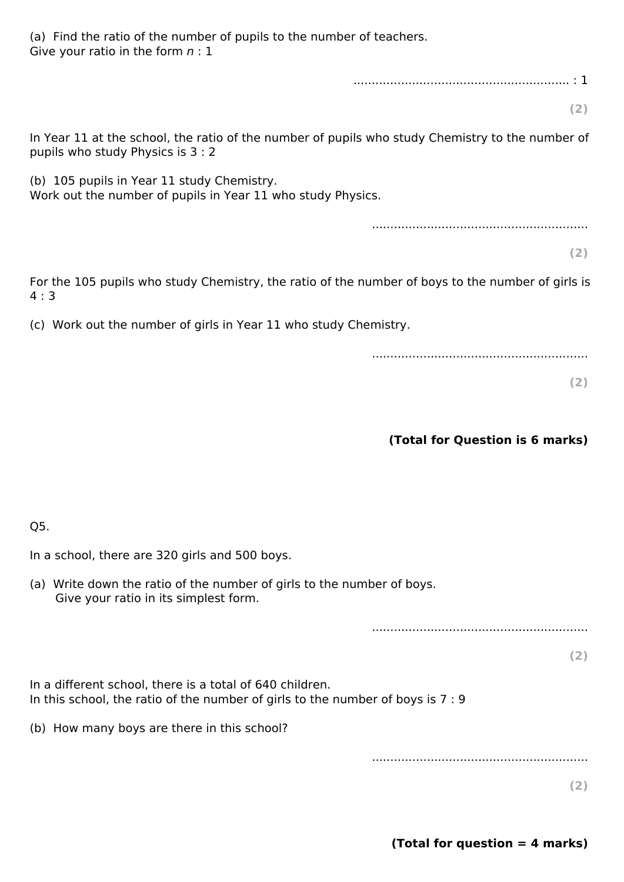(a) Find the ratio of the number of pupils to the number of teachers.
Give your ratio in the form $n$ : 1

.......................................................... : 1

**(2)**

In Year 11 at the school, the ratio of the number of pupils who study Chemistry to the number of pupils who study Physics is 3 : 2

(b) 105 pupils in Year 11 study Chemistry.
Work out the number of pupils in Year 11 who study Physics.

..........................................................

**(2)**

For the 105 pupils who study Chemistry, the ratio of the number of boys to the number of girls is 4 : 3

(c) Work out the number of girls in Year 11 who study Chemistry.

..........................................................

**(2)**

**(Total for Question is 6 marks)**

Q5.

In a school, there are 320 girls and 500 boys.

(a) Write down the ratio of the number of girls to the number of boys.
Give your ratio in its simplest form.

..........................................................

**(2)**

In a different school, there is a total of 640 children.
In this school, the ratio of the number of girls to the number of boys is 7 : 9

(b) How many boys are there in this school?

..........................................................

**(2)**

**(Total for question = 4 marks)**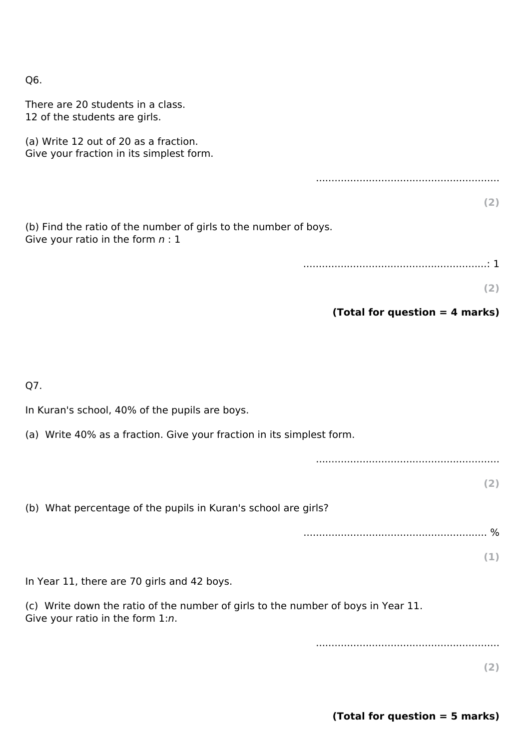Q6.

There are 20 students in a class.
12 of the students are girls.

(a) Write 12 out of 20 as a fraction.
Give your fraction in its simplest form.

..........................................................

**(2)**

(b) Find the ratio of the number of girls to the number of boys.
Give your ratio in the form $n$ : 1

............................................................: 1

**(2)**

**(Total for question = 4 marks)**

Q7.

In Kuran's school, 40% of the pupils are boys.

(a) Write 40% as a fraction. Give your fraction in its simplest form.

..........................................................

**(2)**

(b) What percentage of the pupils in Kuran's school are girls?

........................................................... %

**(1)**

In Year 11, there are 70 girls and 42 boys.

(c) Write down the ratio of the number of girls to the number of boys in Year 11.
Give your ratio in the form 1:$n$.

..........................................................

**(2)**

**(Total for question = 5 marks)**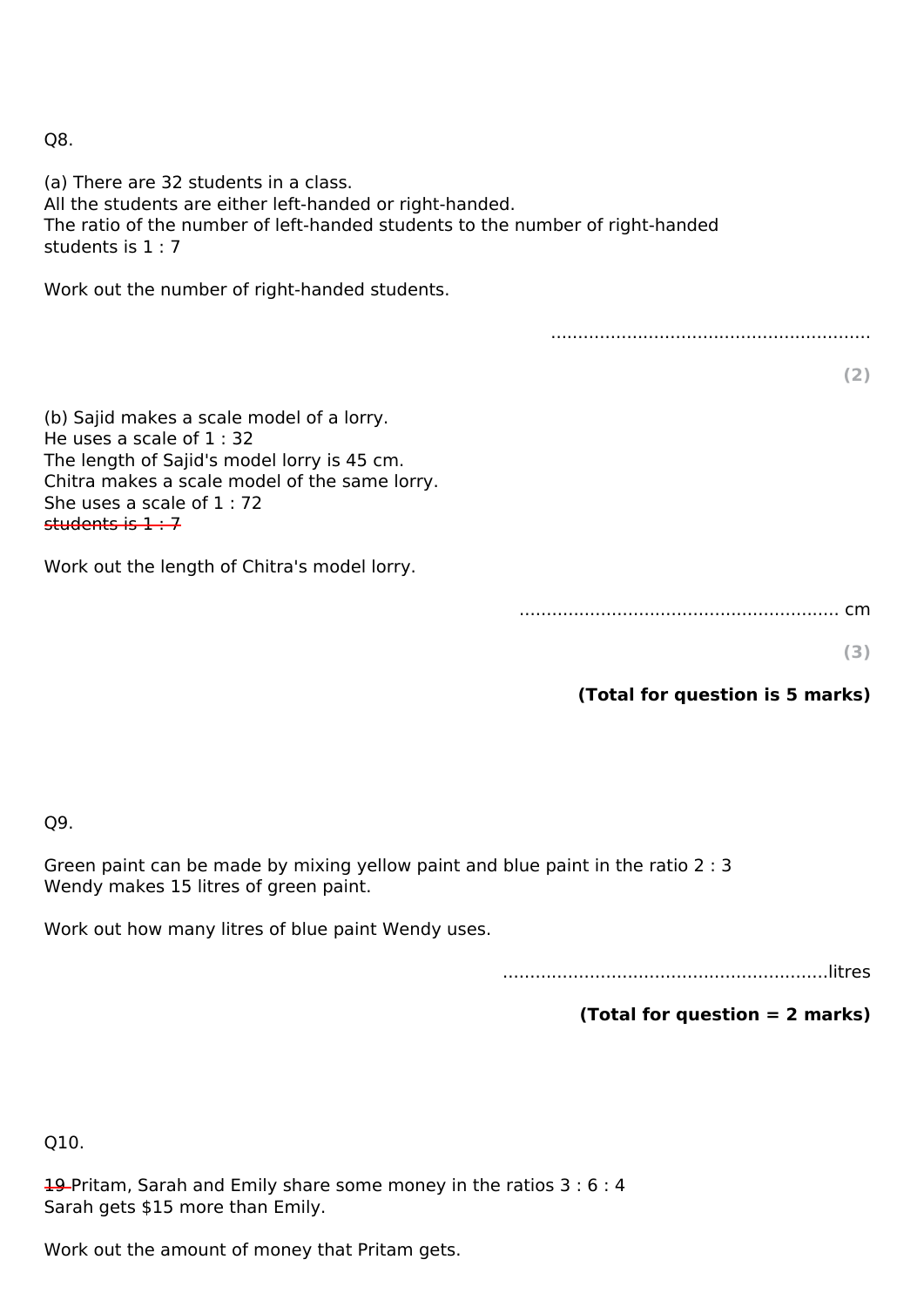Q8.

(a) There are 32 students in a class.
All the students are either left-handed or right-handed.
The ratio of the number of left-handed students to the number of right-handed students is 1 : 7

Work out the number of right-handed students.

..........................................................

**(2)**

(b) Sajid makes a scale model of a lorry.
He uses a scale of 1 : 32
The length of Sajid's model lorry is 45 cm.
Chitra makes a scale model of the same lorry.
She uses a scale of 1 : 72
~~students is 1 : 7~~

Work out the length of Chitra's model lorry.

.......................................................... cm

**(3)**

**(Total for question is 5 marks)**

Q9.

Green paint can be made by mixing yellow paint and blue paint in the ratio 2 : 3
Wendy makes 15 litres of green paint.

Work out how many litres of blue paint Wendy uses.

...........................................................litres

**(Total for question = 2 marks)**

Q10.

~~19~~ Pritam, Sarah and Emily share some money in the ratios 3 : 6 : 4
Sarah gets $15 more than Emily.

Work out the amount of money that Pritam gets.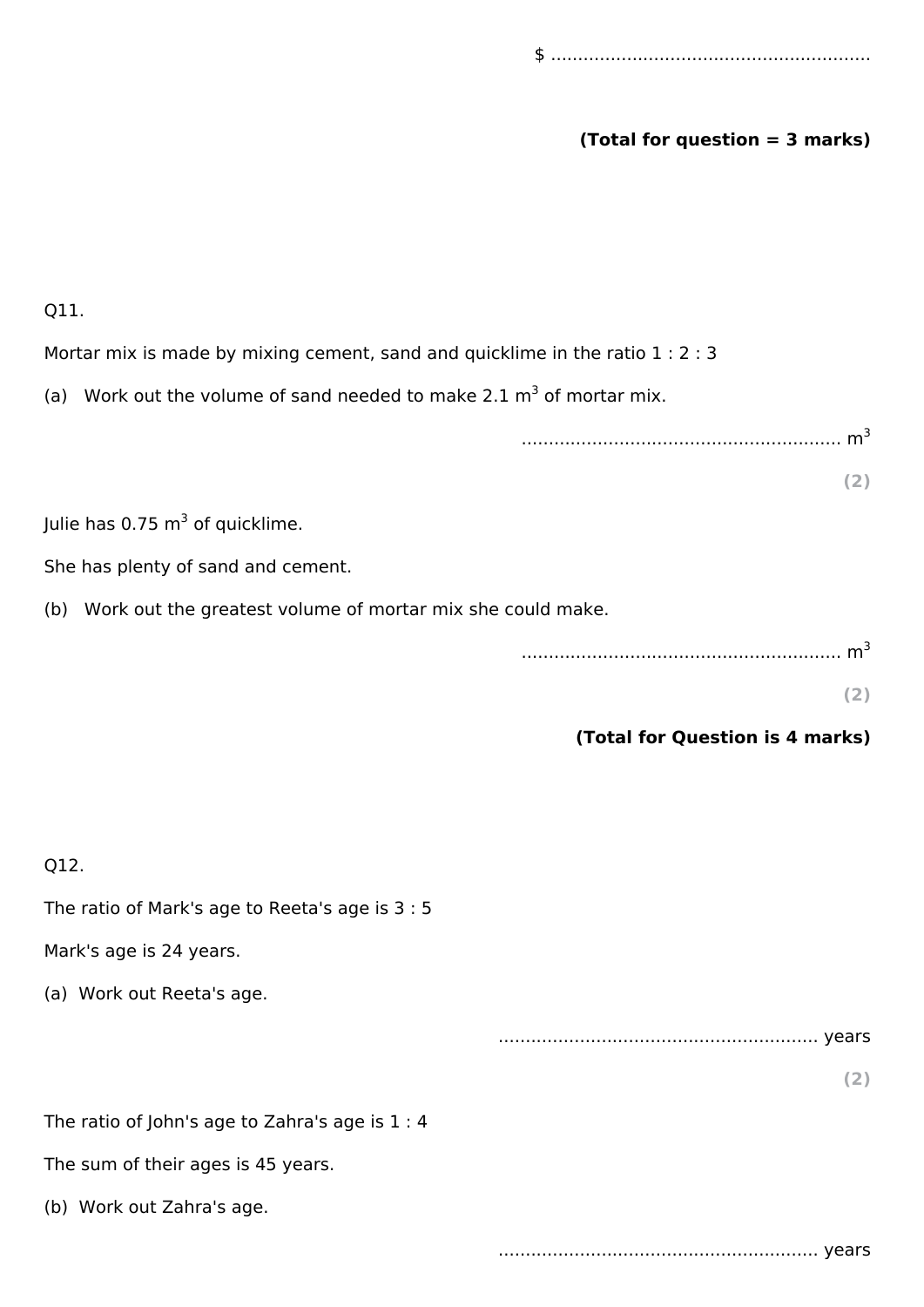$ ..........................................................

**(Total for question = 3 marks)**

Q11.

Mortar mix is made by mixing cement, sand and quicklime in the ratio 1 : 2 : 3

(a) Work out the volume of sand needed to make 2.1 $m^3$ of mortar mix.

.......................................................... $m^3$

**(2)**

Julie has 0.75 $m^3$ of quicklime.

She has plenty of sand and cement.

(b) Work out the greatest volume of mortar mix she could make.

.......................................................... $m^3$

**(2)**

**(Total for Question is 4 marks)**

Q12.

The ratio of Mark's age to Reeta's age is 3 : 5

Mark's age is 24 years.

(a) Work out Reeta's age.

.......................................................... years

**(2)**

The ratio of John's age to Zahra's age is 1 : 4

The sum of their ages is 45 years.

(b) Work out Zahra's age.

.......................................................... years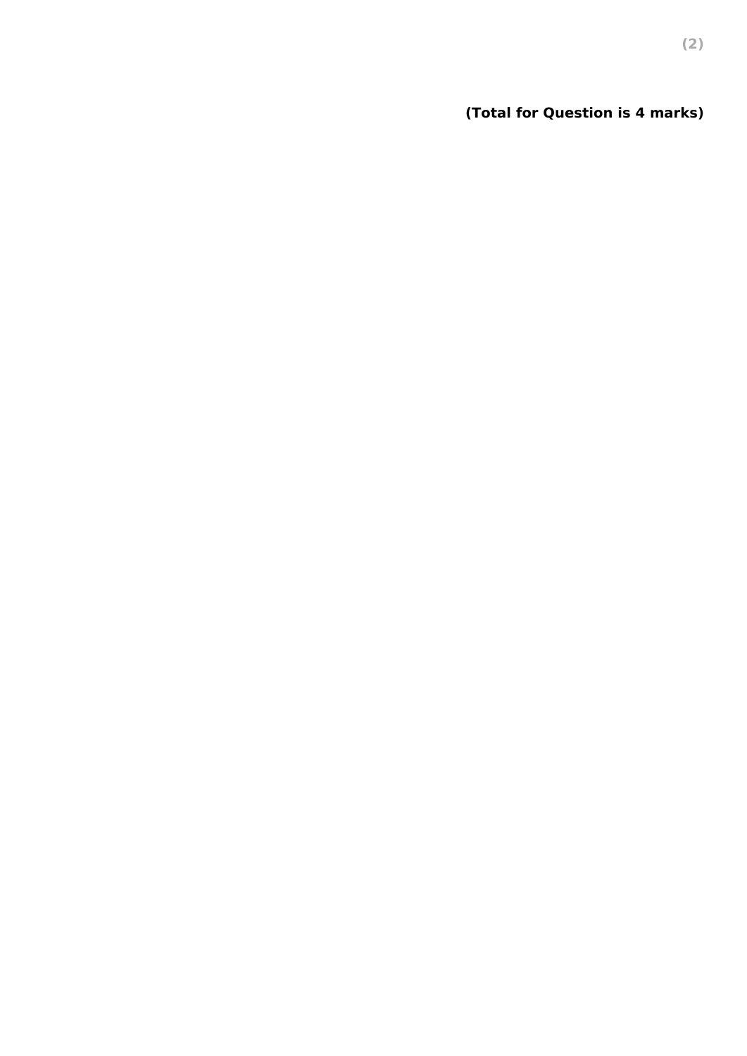(2)

**(Total for Question is 4 marks)**